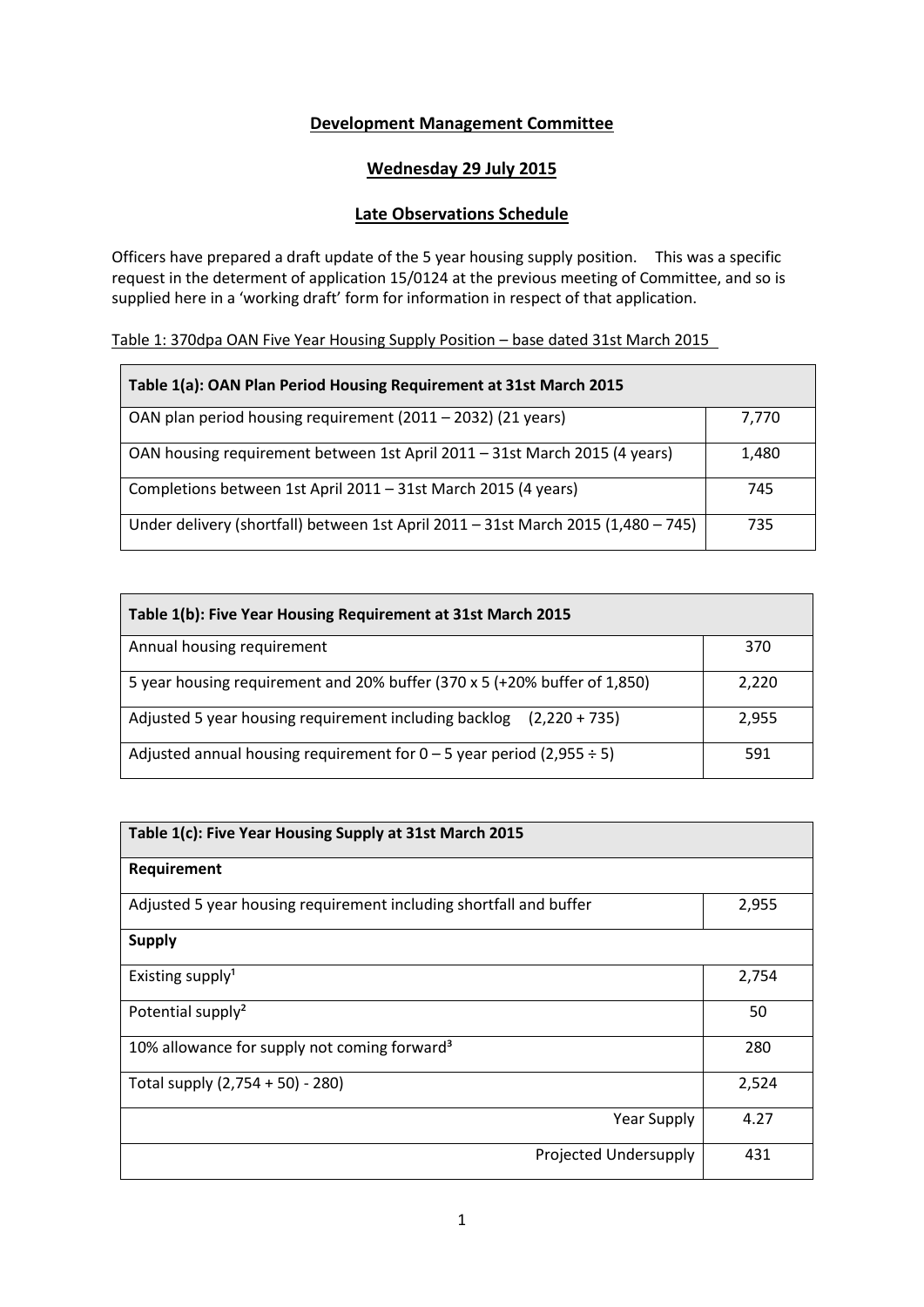# Development Management Committee

## Wednesday 29 July 2015

## Late Observations Schedule

Officers have prepared a draft update of the 5 year housing supply position. This was a specific request in the determent of application 15/0124 at the previous meeting of Committee, and so is supplied here in a 'working draft' form for information in respect of that application.

Table 1: 370dpa OAN Five Year Housing Supply Position – base dated 31st March 2015

| **Table 1(a): OAN Plan Period Housing Requirement at 31st March 2015** | |
|---|---|
| OAN plan period housing requirement (2011 – 2032) (21 years) | 7,770 |
| OAN housing requirement between 1st April 2011 – 31st March 2015 (4 years) | 1,480 |
| Completions between 1st April 2011 – 31st March 2015 (4 years) | 745 |
| Under delivery (shortfall) between 1st April 2011 – 31st March 2015 (1,480 – 745) | 735 |

| **Table 1(b): Five Year Housing Requirement at 31st March 2015** | |
|---|---|
| Annual housing requirement | 370 |
| 5 year housing requirement and 20% buffer (370 x 5 (+20% buffer of 1,850) | 2,220 |
| Adjusted 5 year housing requirement including backlog (2,220 + 735) | 2,955 |
| Adjusted annual housing requirement for 0 – 5 year period (2,955 ÷ 5) | 591 |

| **Table 1(c): Five Year Housing Supply at 31st March 2015** | |
|---|---|
| **Requirement** | |
| Adjusted 5 year housing requirement including shortfall and buffer | 2,955 |
| **Supply** | |
| Existing supply[1] | 2,754 |
| Potential supply[2] | 50 |
| 10% allowance for supply not coming forward[3] | 280 |
| Total supply (2,754 + 50) - 280) | 2,524 |
| Year Supply | 4.27 |
| Projected Undersupply | 431 |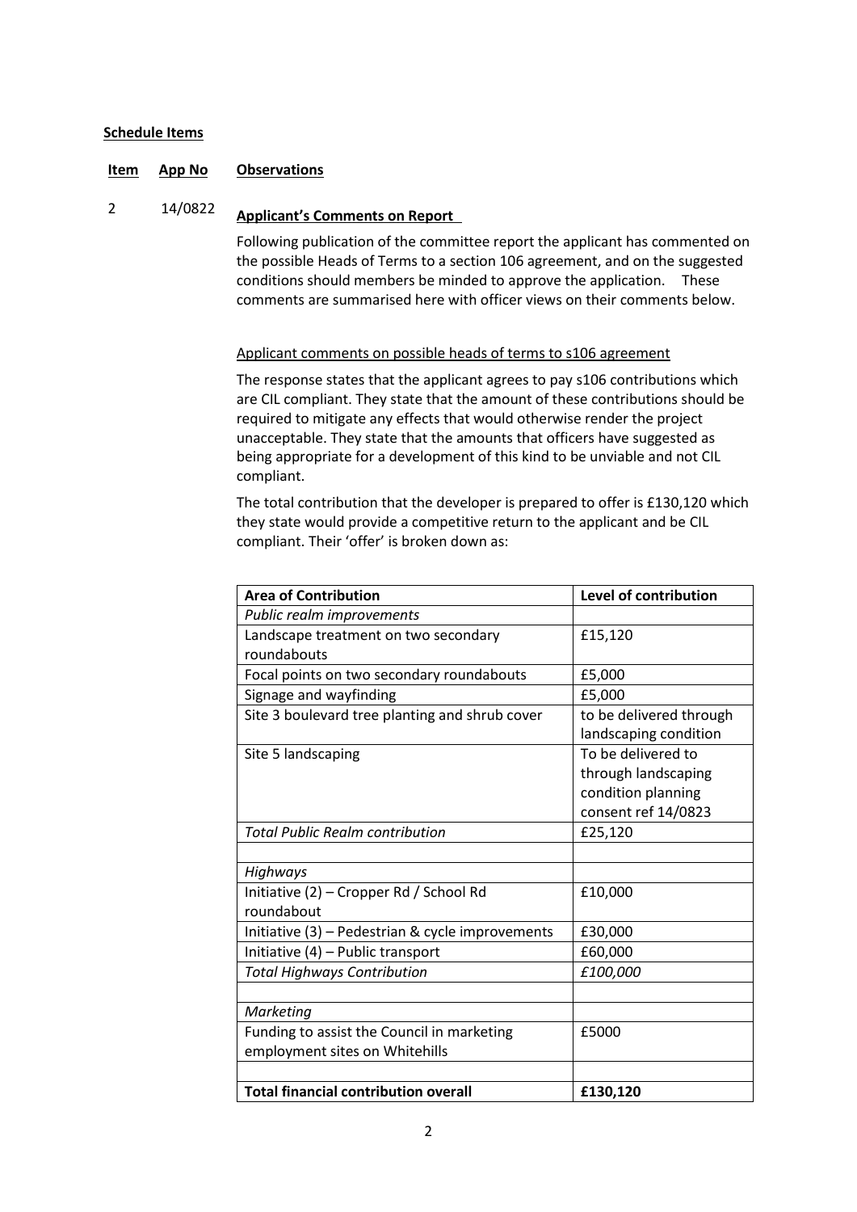**Schedule Items**

| Item | App No | Observations |
|---|---|---|

2 14/0822

**Applicant's Comments on Report**

Following publication of the committee report the applicant has commented on the possible Heads of Terms to a section 106 agreement, and on the suggested conditions should members be minded to approve the application. These comments are summarised here with officer views on their comments below.

Applicant comments on possible heads of terms to s106 agreement

The response states that the applicant agrees to pay s106 contributions which are CIL compliant. They state that the amount of these contributions should be required to mitigate any effects that would otherwise render the project unacceptable. They state that the amounts that officers have suggested as being appropriate for a development of this kind to be unviable and not CIL compliant.

The total contribution that the developer is prepared to offer is £130,120 which they state would provide a competitive return to the applicant and be CIL compliant. Their 'offer' is broken down as:

| **Area of Contribution** | **Level of contribution** |
|---|---|
| *Public realm improvements* | |
| Landscape treatment on two secondary roundabouts | £15,120 |
| Focal points on two secondary roundabouts | £5,000 |
| Signage and wayfinding | £5,000 |
| Site 3 boulevard tree planting and shrub cover | to be delivered through landscaping condition |
| Site 5 landscaping | To be delivered to through landscaping condition planning consent ref 14/0823 |
| *Total Public Realm contribution* | £25,120 |
| | |
| *Highways* | |
| Initiative (2) – Cropper Rd / School Rd roundabout | £10,000 |
| Initiative (3) – Pedestrian & cycle improvements | £30,000 |
| Initiative (4) – Public transport | £60,000 |
| *Total Highways Contribution* | *£100,000* |
| | |
| *Marketing* | |
| Funding to assist the Council in marketing employment sites on Whitehills | £5000 |
| | |
| **Total financial contribution overall** | **£130,120** |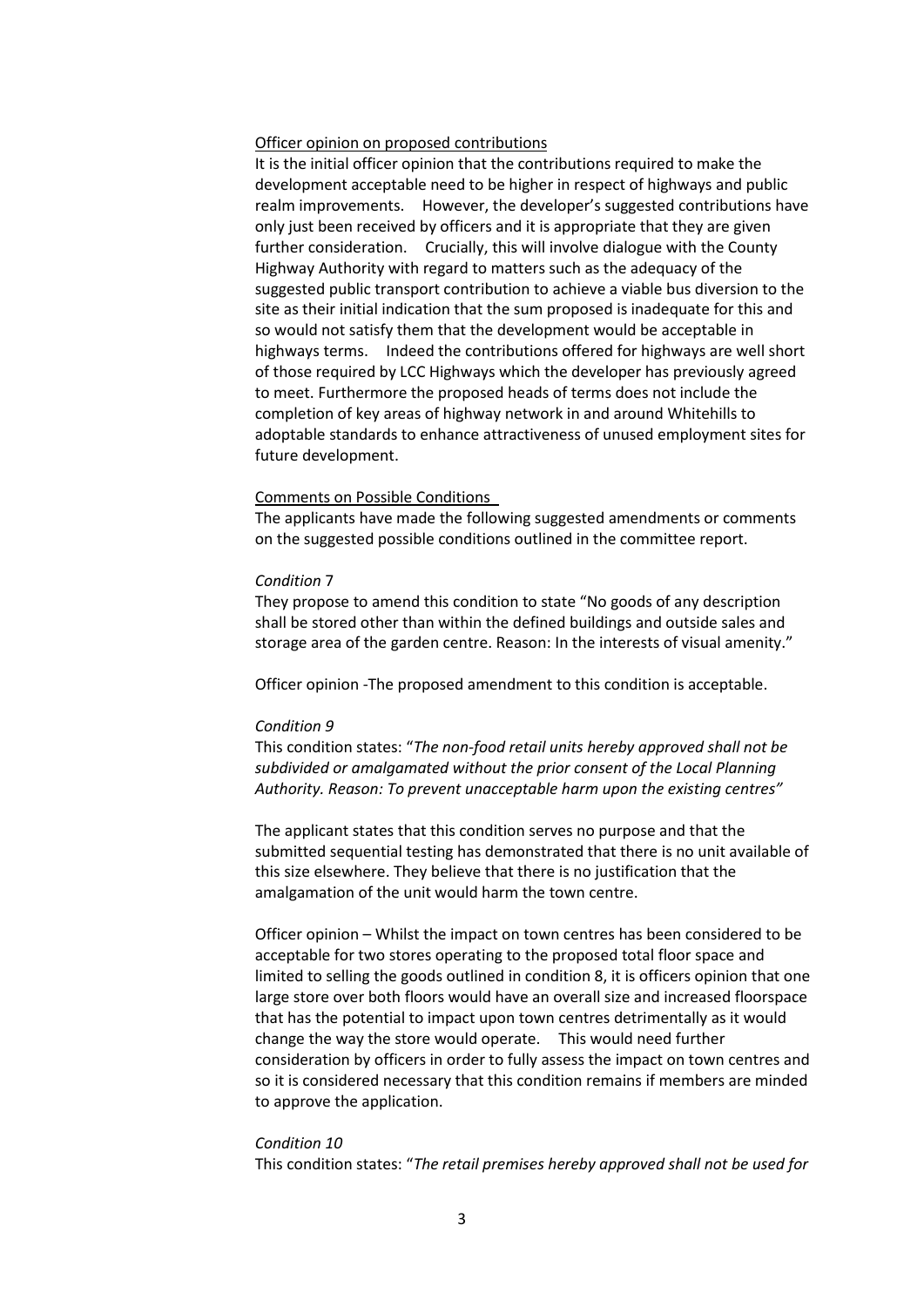Officer opinion on proposed contributions

It is the initial officer opinion that the contributions required to make the development acceptable need to be higher in respect of highways and public realm improvements. However, the developer's suggested contributions have only just been received by officers and it is appropriate that they are given further consideration. Crucially, this will involve dialogue with the County Highway Authority with regard to matters such as the adequacy of the suggested public transport contribution to achieve a viable bus diversion to the site as their initial indication that the sum proposed is inadequate for this and so would not satisfy them that the development would be acceptable in highways terms. Indeed the contributions offered for highways are well short of those required by LCC Highways which the developer has previously agreed to meet. Furthermore the proposed heads of terms does not include the completion of key areas of highway network in and around Whitehills to adoptable standards to enhance attractiveness of unused employment sites for future development.

Comments on Possible Conditions

The applicants have made the following suggested amendments or comments on the suggested possible conditions outlined in the committee report.

*Condition* 7

They propose to amend this condition to state "No goods of any description shall be stored other than within the defined buildings and outside sales and storage area of the garden centre. Reason: In the interests of visual amenity."

Officer opinion -The proposed amendment to this condition is acceptable.

*Condition 9*

This condition states: "*The non-food retail units hereby approved shall not be subdivided or amalgamated without the prior consent of the Local Planning Authority. Reason: To prevent unacceptable harm upon the existing centres"*

The applicant states that this condition serves no purpose and that the submitted sequential testing has demonstrated that there is no unit available of this size elsewhere. They believe that there is no justification that the amalgamation of the unit would harm the town centre.

Officer opinion – Whilst the impact on town centres has been considered to be acceptable for two stores operating to the proposed total floor space and limited to selling the goods outlined in condition 8, it is officers opinion that one large store over both floors would have an overall size and increased floorspace that has the potential to impact upon town centres detrimentally as it would change the way the store would operate. This would need further consideration by officers in order to fully assess the impact on town centres and so it is considered necessary that this condition remains if members are minded to approve the application.

*Condition 10*

This condition states: "*The retail premises hereby approved shall not be used for*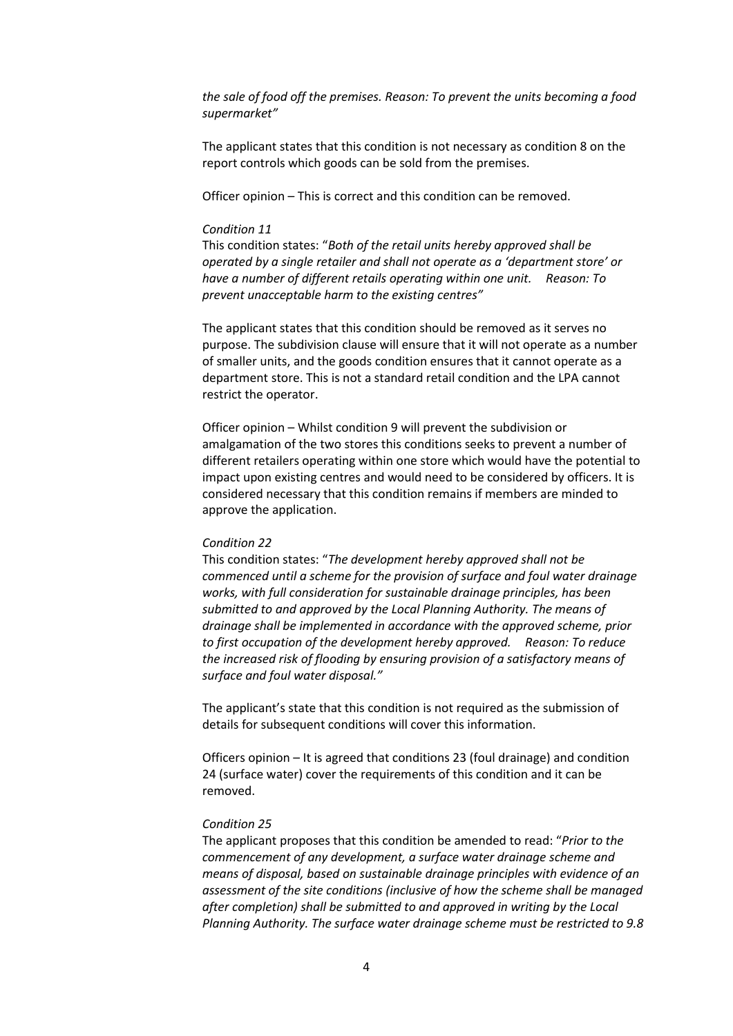*the sale of food off the premises. Reason: To prevent the units becoming a food supermarket"*

The applicant states that this condition is not necessary as condition 8 on the report controls which goods can be sold from the premises.

Officer opinion – This is correct and this condition can be removed.

*Condition 11*

This condition states: "*Both of the retail units hereby approved shall be operated by a single retailer and shall not operate as a 'department store' or have a number of different retails operating within one unit. Reason: To prevent unacceptable harm to the existing centres"*

The applicant states that this condition should be removed as it serves no purpose. The subdivision clause will ensure that it will not operate as a number of smaller units, and the goods condition ensures that it cannot operate as a department store. This is not a standard retail condition and the LPA cannot restrict the operator.

Officer opinion – Whilst condition 9 will prevent the subdivision or amalgamation of the two stores this conditions seeks to prevent a number of different retailers operating within one store which would have the potential to impact upon existing centres and would need to be considered by officers. It is considered necessary that this condition remains if members are minded to approve the application.

*Condition 22*

This condition states: "*The development hereby approved shall not be commenced until a scheme for the provision of surface and foul water drainage works, with full consideration for sustainable drainage principles, has been submitted to and approved by the Local Planning Authority. The means of drainage shall be implemented in accordance with the approved scheme, prior to first occupation of the development hereby approved. Reason: To reduce the increased risk of flooding by ensuring provision of a satisfactory means of surface and foul water disposal."*

The applicant's state that this condition is not required as the submission of details for subsequent conditions will cover this information.

Officers opinion – It is agreed that conditions 23 (foul drainage) and condition 24 (surface water) cover the requirements of this condition and it can be removed.

*Condition 25*

The applicant proposes that this condition be amended to read: "*Prior to the commencement of any development, a surface water drainage scheme and means of disposal, based on sustainable drainage principles with evidence of an assessment of the site conditions (inclusive of how the scheme shall be managed after completion) shall be submitted to and approved in writing by the Local Planning Authority. The surface water drainage scheme must be restricted to 9.8*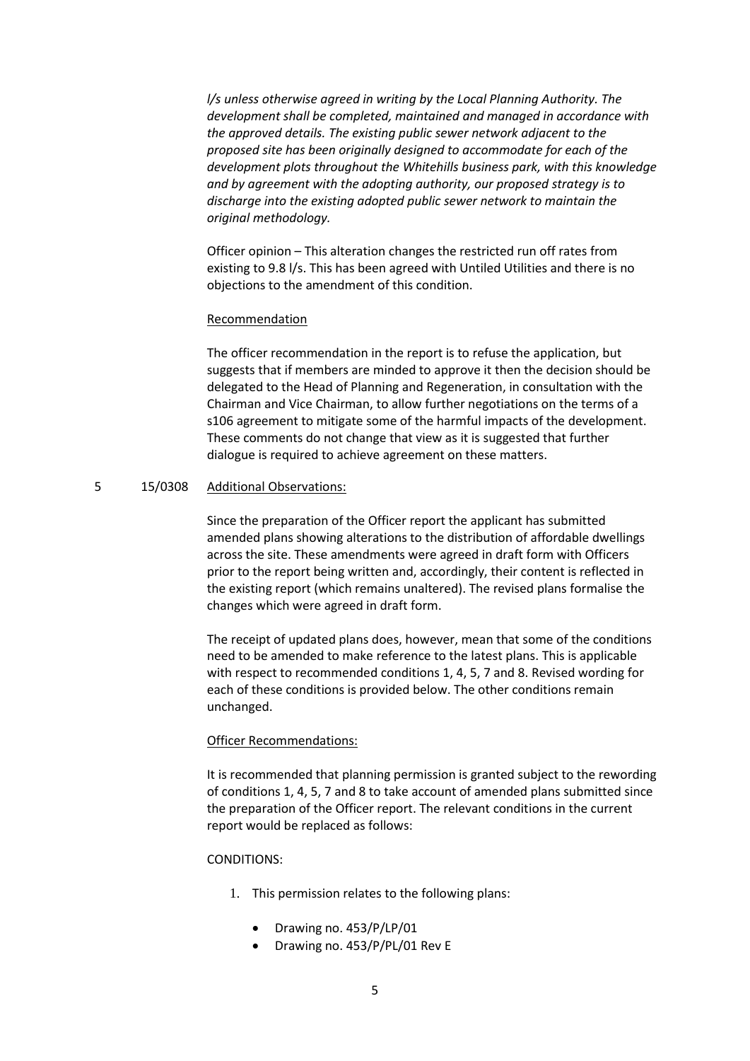*l/s unless otherwise agreed in writing by the Local Planning Authority. The development shall be completed, maintained and managed in accordance with the approved details. The existing public sewer network adjacent to the proposed site has been originally designed to accommodate for each of the development plots throughout the Whitehills business park, with this knowledge and by agreement with the adopting authority, our proposed strategy is to discharge into the existing adopted public sewer network to maintain the original methodology.*

Officer opinion – This alteration changes the restricted run off rates from existing to 9.8 l/s. This has been agreed with Untiled Utilities and there is no objections to the amendment of this condition.

<u>Recommendation</u>

The officer recommendation in the report is to refuse the application, but suggests that if members are minded to approve it then the decision should be delegated to the Head of Planning and Regeneration, in consultation with the Chairman and Vice Chairman, to allow further negotiations on the terms of a s106 agreement to mitigate some of the harmful impacts of the development. These comments do not change that view as it is suggested that further dialogue is required to achieve agreement on these matters.

5 15/0308 <u>Additional Observations:</u>

Since the preparation of the Officer report the applicant has submitted amended plans showing alterations to the distribution of affordable dwellings across the site. These amendments were agreed in draft form with Officers prior to the report being written and, accordingly, their content is reflected in the existing report (which remains unaltered). The revised plans formalise the changes which were agreed in draft form.

The receipt of updated plans does, however, mean that some of the conditions need to be amended to make reference to the latest plans. This is applicable with respect to recommended conditions 1, 4, 5, 7 and 8. Revised wording for each of these conditions is provided below. The other conditions remain unchanged.

<u>Officer Recommendations:</u>

It is recommended that planning permission is granted subject to the rewording of conditions 1, 4, 5, 7 and 8 to take account of amended plans submitted since the preparation of the Officer report. The relevant conditions in the current report would be replaced as follows:

CONDITIONS:

1. This permission relates to the following plans:
   - Drawing no. 453/P/LP/01
   - Drawing no. 453/P/PL/01 Rev E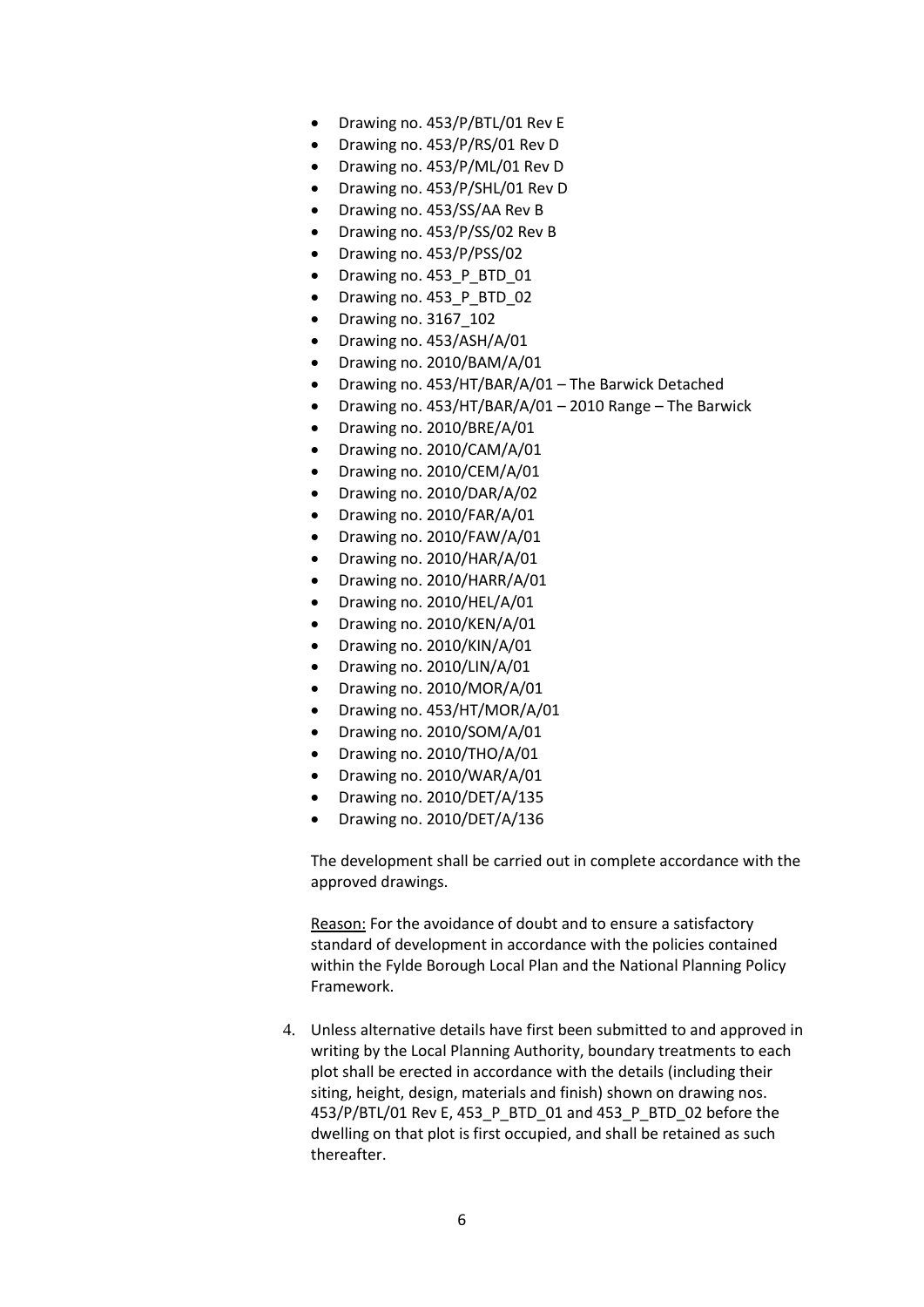- Drawing no. 453/P/BTL/01 Rev E
- Drawing no. 453/P/RS/01 Rev D
- Drawing no. 453/P/ML/01 Rev D
- Drawing no. 453/P/SHL/01 Rev D
- Drawing no. 453/SS/AA Rev B
- Drawing no. 453/P/SS/02 Rev B
- Drawing no. 453/P/PSS/02
- Drawing no. 453_P_BTD_01
- Drawing no. 453_P_BTD_02
- Drawing no. 3167_102
- Drawing no. 453/ASH/A/01
- Drawing no. 2010/BAM/A/01
- Drawing no. 453/HT/BAR/A/01 – The Barwick Detached
- Drawing no. 453/HT/BAR/A/01 – 2010 Range – The Barwick
- Drawing no. 2010/BRE/A/01
- Drawing no. 2010/CAM/A/01
- Drawing no. 2010/CEM/A/01
- Drawing no. 2010/DAR/A/02
- Drawing no. 2010/FAR/A/01
- Drawing no. 2010/FAW/A/01
- Drawing no. 2010/HAR/A/01
- Drawing no. 2010/HARR/A/01
- Drawing no. 2010/HEL/A/01
- Drawing no. 2010/KEN/A/01
- Drawing no. 2010/KIN/A/01
- Drawing no. 2010/LIN/A/01
- Drawing no. 2010/MOR/A/01
- Drawing no. 453/HT/MOR/A/01
- Drawing no. 2010/SOM/A/01
- Drawing no. 2010/THO/A/01
- Drawing no. 2010/WAR/A/01
- Drawing no. 2010/DET/A/135
- Drawing no. 2010/DET/A/136

The development shall be carried out in complete accordance with the approved drawings.

Reason: For the avoidance of doubt and to ensure a satisfactory standard of development in accordance with the policies contained within the Fylde Borough Local Plan and the National Planning Policy Framework.

4. Unless alternative details have first been submitted to and approved in writing by the Local Planning Authority, boundary treatments to each plot shall be erected in accordance with the details (including their siting, height, design, materials and finish) shown on drawing nos. 453/P/BTL/01 Rev E, 453_P_BTD_01 and 453_P_BTD_02 before the dwelling on that plot is first occupied, and shall be retained as such thereafter.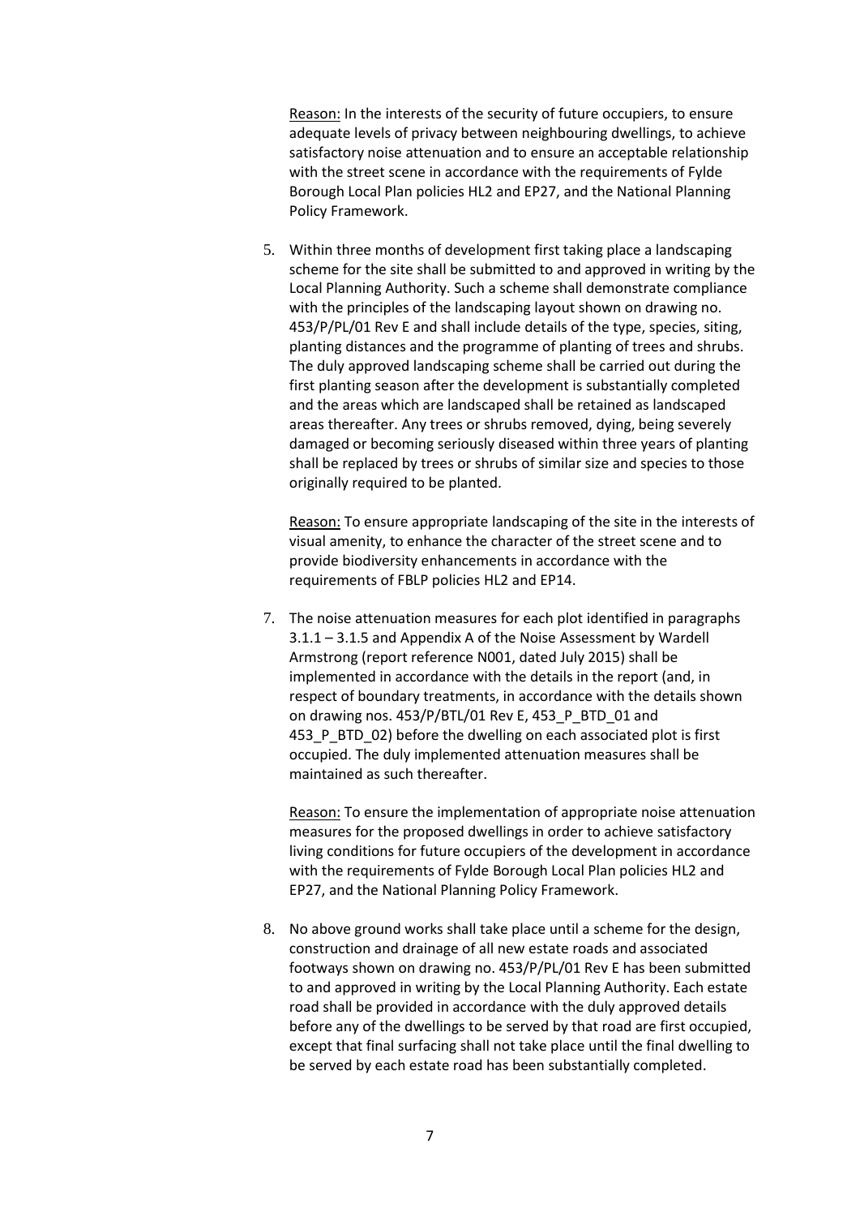Reason: In the interests of the security of future occupiers, to ensure adequate levels of privacy between neighbouring dwellings, to achieve satisfactory noise attenuation and to ensure an acceptable relationship with the street scene in accordance with the requirements of Fylde Borough Local Plan policies HL2 and EP27, and the National Planning Policy Framework.

5. Within three months of development first taking place a landscaping scheme for the site shall be submitted to and approved in writing by the Local Planning Authority. Such a scheme shall demonstrate compliance with the principles of the landscaping layout shown on drawing no. 453/P/PL/01 Rev E and shall include details of the type, species, siting, planting distances and the programme of planting of trees and shrubs. The duly approved landscaping scheme shall be carried out during the first planting season after the development is substantially completed and the areas which are landscaped shall be retained as landscaped areas thereafter. Any trees or shrubs removed, dying, being severely damaged or becoming seriously diseased within three years of planting shall be replaced by trees or shrubs of similar size and species to those originally required to be planted.

   Reason: To ensure appropriate landscaping of the site in the interests of visual amenity, to enhance the character of the street scene and to provide biodiversity enhancements in accordance with the requirements of FBLP policies HL2 and EP14.

7. The noise attenuation measures for each plot identified in paragraphs 3.1.1 – 3.1.5 and Appendix A of the Noise Assessment by Wardell Armstrong (report reference N001, dated July 2015) shall be implemented in accordance with the details in the report (and, in respect of boundary treatments, in accordance with the details shown on drawing nos. 453/P/BTL/01 Rev E, 453_P_BTD_01 and 453_P_BTD_02) before the dwelling on each associated plot is first occupied. The duly implemented attenuation measures shall be maintained as such thereafter.

   Reason: To ensure the implementation of appropriate noise attenuation measures for the proposed dwellings in order to achieve satisfactory living conditions for future occupiers of the development in accordance with the requirements of Fylde Borough Local Plan policies HL2 and EP27, and the National Planning Policy Framework.

8. No above ground works shall take place until a scheme for the design, construction and drainage of all new estate roads and associated footways shown on drawing no. 453/P/PL/01 Rev E has been submitted to and approved in writing by the Local Planning Authority. Each estate road shall be provided in accordance with the duly approved details before any of the dwellings to be served by that road are first occupied, except that final surfacing shall not take place until the final dwelling to be served by each estate road has been substantially completed.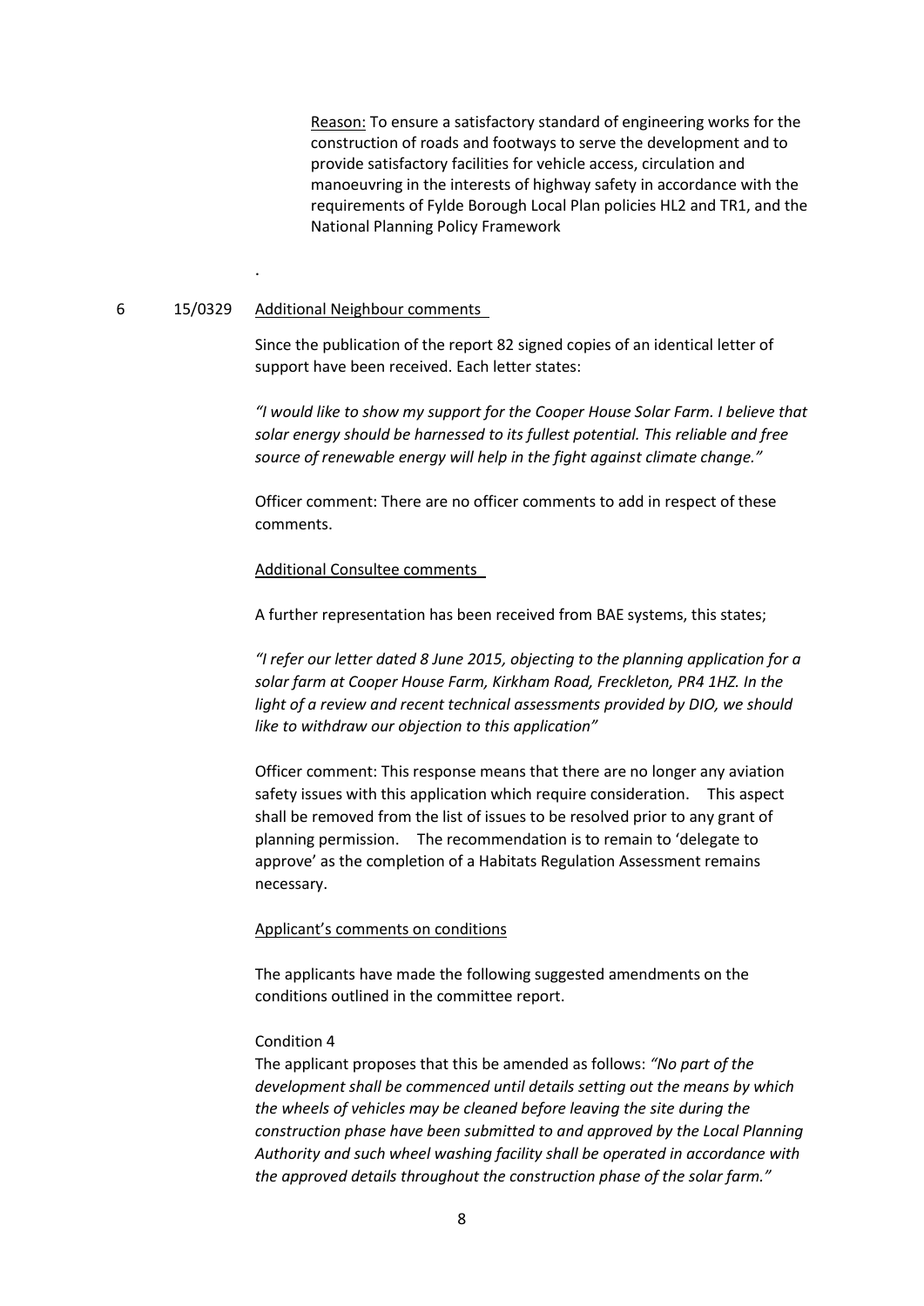<u>Reason:</u> To ensure a satisfactory standard of engineering works for the construction of roads and footways to serve the development and to provide satisfactory facilities for vehicle access, circulation and manoeuvring in the interests of highway safety in accordance with the requirements of Fylde Borough Local Plan policies HL2 and TR1, and the National Planning Policy Framework

.

6 15/0329 <u>Additional Neighbour comments</u>

Since the publication of the report 82 signed copies of an identical letter of support have been received. Each letter states:

*"I would like to show my support for the Cooper House Solar Farm. I believe that solar energy should be harnessed to its fullest potential. This reliable and free source of renewable energy will help in the fight against climate change."*

Officer comment: There are no officer comments to add in respect of these comments.

<u>Additional Consultee comments</u>

A further representation has been received from BAE systems, this states;

*"I refer our letter dated 8 June 2015, objecting to the planning application for a solar farm at Cooper House Farm, Kirkham Road, Freckleton, PR4 1HZ. In the light of a review and recent technical assessments provided by DIO, we should like to withdraw our objection to this application"*

Officer comment: This response means that there are no longer any aviation safety issues with this application which require consideration. This aspect shall be removed from the list of issues to be resolved prior to any grant of planning permission. The recommendation is to remain to 'delegate to approve' as the completion of a Habitats Regulation Assessment remains necessary.

<u>Applicant's comments on conditions</u>

The applicants have made the following suggested amendments on the conditions outlined in the committee report.

Condition 4

The applicant proposes that this be amended as follows: *"No part of the development shall be commenced until details setting out the means by which the wheels of vehicles may be cleaned before leaving the site during the construction phase have been submitted to and approved by the Local Planning Authority and such wheel washing facility shall be operated in accordance with the approved details throughout the construction phase of the solar farm."*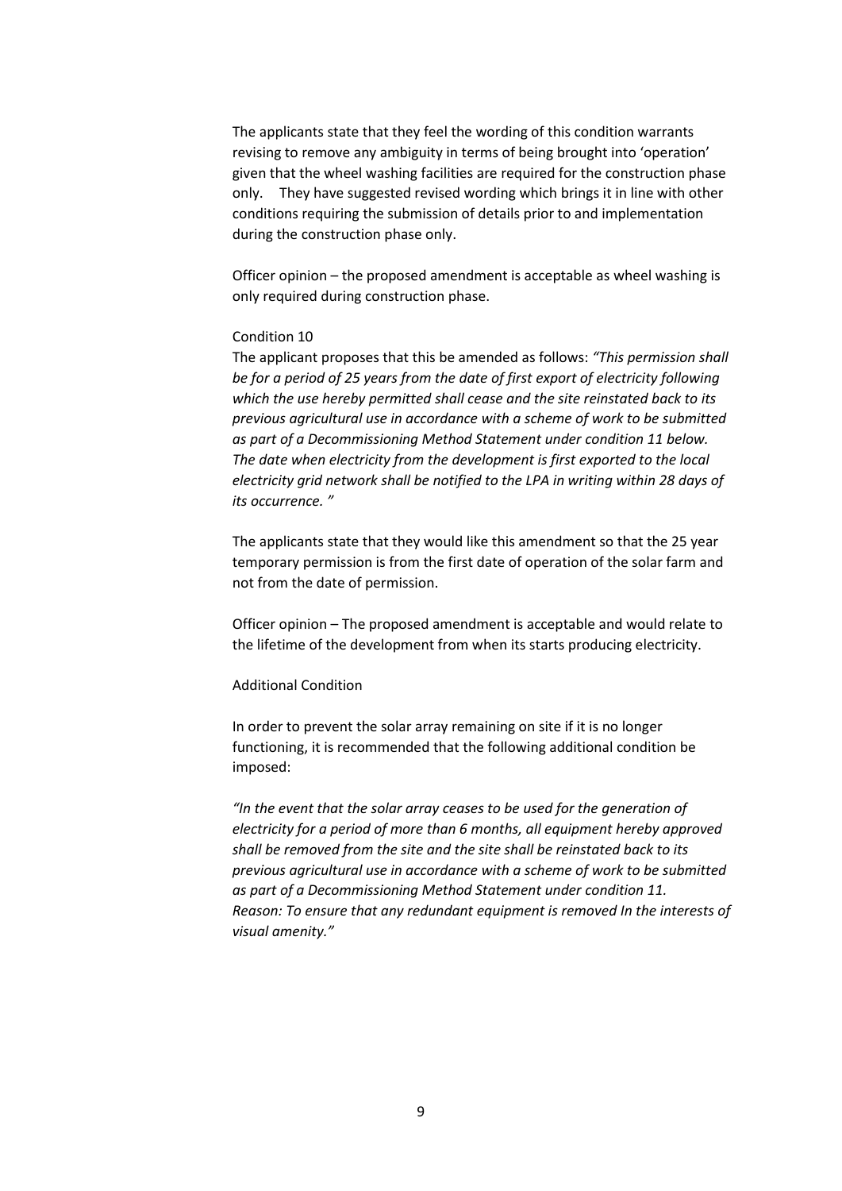The applicants state that they feel the wording of this condition warrants revising to remove any ambiguity in terms of being brought into 'operation' given that the wheel washing facilities are required for the construction phase only. They have suggested revised wording which brings it in line with other conditions requiring the submission of details prior to and implementation during the construction phase only.

Officer opinion – the proposed amendment is acceptable as wheel washing is only required during construction phase.

Condition 10

The applicant proposes that this be amended as follows: *"This permission shall be for a period of 25 years from the date of first export of electricity following which the use hereby permitted shall cease and the site reinstated back to its previous agricultural use in accordance with a scheme of work to be submitted as part of a Decommissioning Method Statement under condition 11 below. The date when electricity from the development is first exported to the local electricity grid network shall be notified to the LPA in writing within 28 days of its occurrence. "*

The applicants state that they would like this amendment so that the 25 year temporary permission is from the first date of operation of the solar farm and not from the date of permission.

Officer opinion – The proposed amendment is acceptable and would relate to the lifetime of the development from when its starts producing electricity.

Additional Condition

In order to prevent the solar array remaining on site if it is no longer functioning, it is recommended that the following additional condition be imposed:

*"In the event that the solar array ceases to be used for the generation of electricity for a period of more than 6 months, all equipment hereby approved shall be removed from the site and the site shall be reinstated back to its previous agricultural use in accordance with a scheme of work to be submitted as part of a Decommissioning Method Statement under condition 11. Reason: To ensure that any redundant equipment is removed In the interests of visual amenity."*